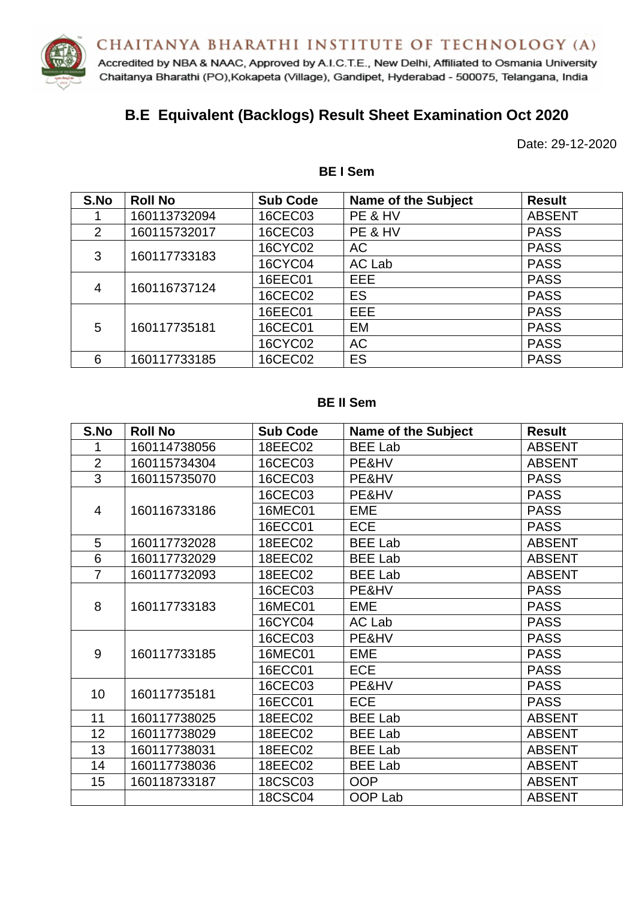CHAITANYA BHARATHI INSTITUTE OF TECHNOLOGY (A)
Accredited by NBA & NAAC, Approved by A.I.C.T.E., New Delhi, Affiliated to Osmania University
Chaitanya Bharathi (PO),Kokapeta (Village), Gandipet, Hyderabad - 500075, Telangana, India

# B.E Equivalent (Backlogs) Result Sheet Examination Oct 2020

Date: 29-12-2020

### BE I Sem

| S.No | Roll No | Sub Code | Name of the Subject | Result |
|---|---|---|---|---|
| 1 | 160113732094 | 16CEC03 | PE & HV | ABSENT |
| 2 | 160115732017 | 16CEC03 | PE & HV | PASS |
| 3 | 160117733183 | 16CYC02 | AC | PASS |
| | | 16CYC04 | AC Lab | PASS |
| 4 | 160116737124 | 16EEC01 | EEE | PASS |
| | | 16CEC02 | ES | PASS |
| 5 | 160117735181 | 16EEC01 | EEE | PASS |
| | | 16CEC01 | EM | PASS |
| | | 16CYC02 | AC | PASS |
| 6 | 160117733185 | 16CEC02 | ES | PASS |

### BE II Sem

| S.No | Roll No | Sub Code | Name of the Subject | Result |
|---|---|---|---|---|
| 1 | 160114738056 | 18EEC02 | BEE Lab | ABSENT |
| 2 | 160115734304 | 16CEC03 | PE&HV | ABSENT |
| 3 | 160115735070 | 16CEC03 | PE&HV | PASS |
| 4 | 160116733186 | 16CEC03 | PE&HV | PASS |
| | | 16MEC01 | EME | PASS |
| | | 16ECC01 | ECE | PASS |
| 5 | 160117732028 | 18EEC02 | BEE Lab | ABSENT |
| 6 | 160117732029 | 18EEC02 | BEE Lab | ABSENT |
| 7 | 160117732093 | 18EEC02 | BEE Lab | ABSENT |
| 8 | 160117733183 | 16CEC03 | PE&HV | PASS |
| | | 16MEC01 | EME | PASS |
| | | 16CYC04 | AC Lab | PASS |
| 9 | 160117733185 | 16CEC03 | PE&HV | PASS |
| | | 16MEC01 | EME | PASS |
| | | 16ECC01 | ECE | PASS |
| 10 | 160117735181 | 16CEC03 | PE&HV | PASS |
| | | 16ECC01 | ECE | PASS |
| 11 | 160117738025 | 18EEC02 | BEE Lab | ABSENT |
| 12 | 160117738029 | 18EEC02 | BEE Lab | ABSENT |
| 13 | 160117738031 | 18EEC02 | BEE Lab | ABSENT |
| 14 | 160117738036 | 18EEC02 | BEE Lab | ABSENT |
| 15 | 160118733187 | 18CSC03 | OOP | ABSENT |
| | | 18CSC04 | OOP Lab | ABSENT |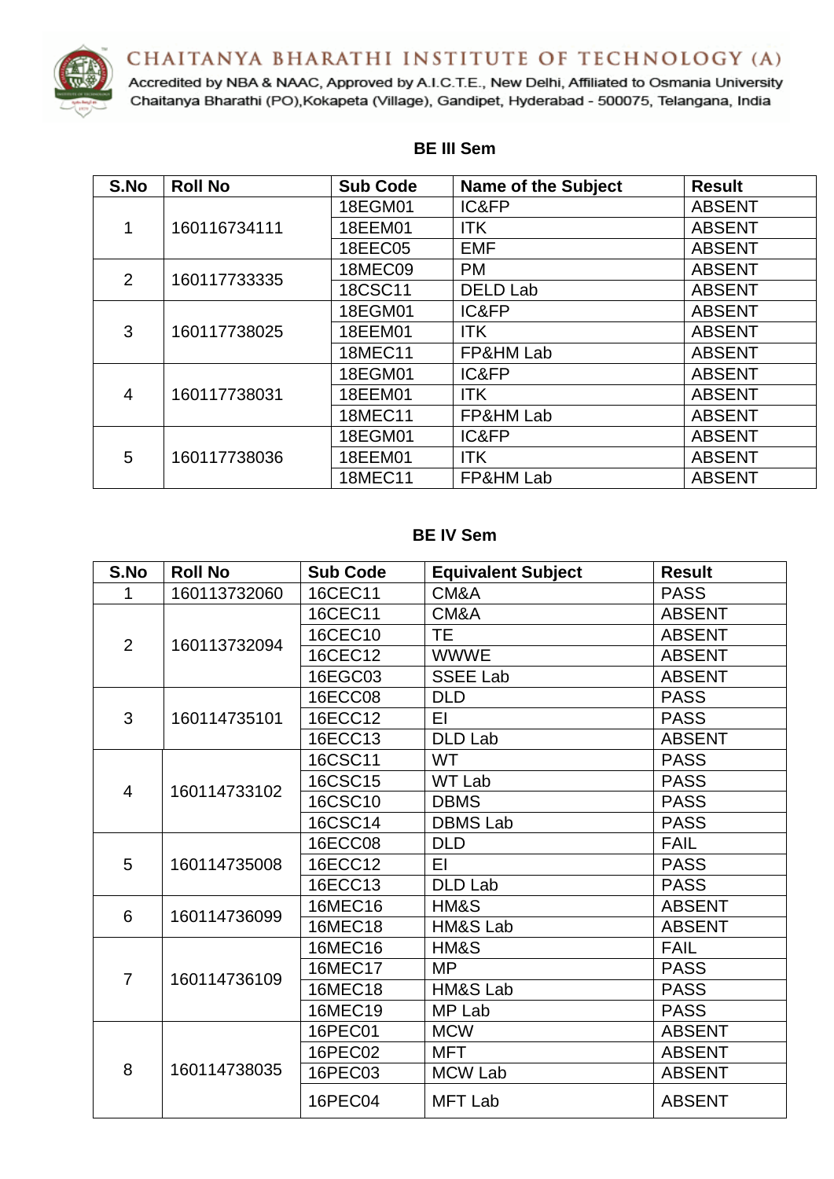CHAITANYA BHARATHI INSTITUTE OF TECHNOLOGY (A)

Accredited by NBA & NAAC, Approved by A.I.C.T.E., New Delhi, Affiliated to Osmania University
Chaitanya Bharathi (PO),Kokapeta (Village), Gandipet, Hyderabad - 500075, Telangana, India

### BE III Sem

| S.No | Roll No | Sub Code | Name of the Subject | Result |
|---|---|---|---|---|
| 1 | 160116734111 | 18EGM01 | IC&FP | ABSENT |
| | | 18EEM01 | ITK | ABSENT |
| | | 18EEC05 | EMF | ABSENT |
| 2 | 160117733335 | 18MEC09 | PM | ABSENT |
| | | 18CSC11 | DELD Lab | ABSENT |
| 3 | 160117738025 | 18EGM01 | IC&FP | ABSENT |
| | | 18EEM01 | ITK | ABSENT |
| | | 18MEC11 | FP&HM Lab | ABSENT |
| 4 | 160117738031 | 18EGM01 | IC&FP | ABSENT |
| | | 18EEM01 | ITK | ABSENT |
| | | 18MEC11 | FP&HM Lab | ABSENT |
| 5 | 160117738036 | 18EGM01 | IC&FP | ABSENT |
| | | 18EEM01 | ITK | ABSENT |
| | | 18MEC11 | FP&HM Lab | ABSENT |

### BE IV Sem

| S.No | Roll No | Sub Code | Equivalent Subject | Result |
|---|---|---|---|---|
| 1 | 160113732060 | 16CEC11 | CM&A | PASS |
| 2 | 160113732094 | 16CEC11 | CM&A | ABSENT |
| | | 16CEC10 | TE | ABSENT |
| | | 16CEC12 | WWWE | ABSENT |
| | | 16EGC03 | SSEE Lab | ABSENT |
| 3 | 160114735101 | 16ECC08 | DLD | PASS |
| | | 16ECC12 | EI | PASS |
| | | 16ECC13 | DLD Lab | ABSENT |
| 4 | 160114733102 | 16CSC11 | WT | PASS |
| | | 16CSC15 | WT Lab | PASS |
| | | 16CSC10 | DBMS | PASS |
| | | 16CSC14 | DBMS Lab | PASS |
| 5 | 160114735008 | 16ECC08 | DLD | FAIL |
| | | 16ECC12 | EI | PASS |
| | | 16ECC13 | DLD Lab | PASS |
| 6 | 160114736099 | 16MEC16 | HM&S | ABSENT |
| | | 16MEC18 | HM&S Lab | ABSENT |
| 7 | 160114736109 | 16MEC16 | HM&S | FAIL |
| | | 16MEC17 | MP | PASS |
| | | 16MEC18 | HM&S Lab | PASS |
| | | 16MEC19 | MP Lab | PASS |
| 8 | 160114738035 | 16PEC01 | MCW | ABSENT |
| | | 16PEC02 | MFT | ABSENT |
| | | 16PEC03 | MCW Lab | ABSENT |
| | | 16PEC04 | MFT Lab | ABSENT |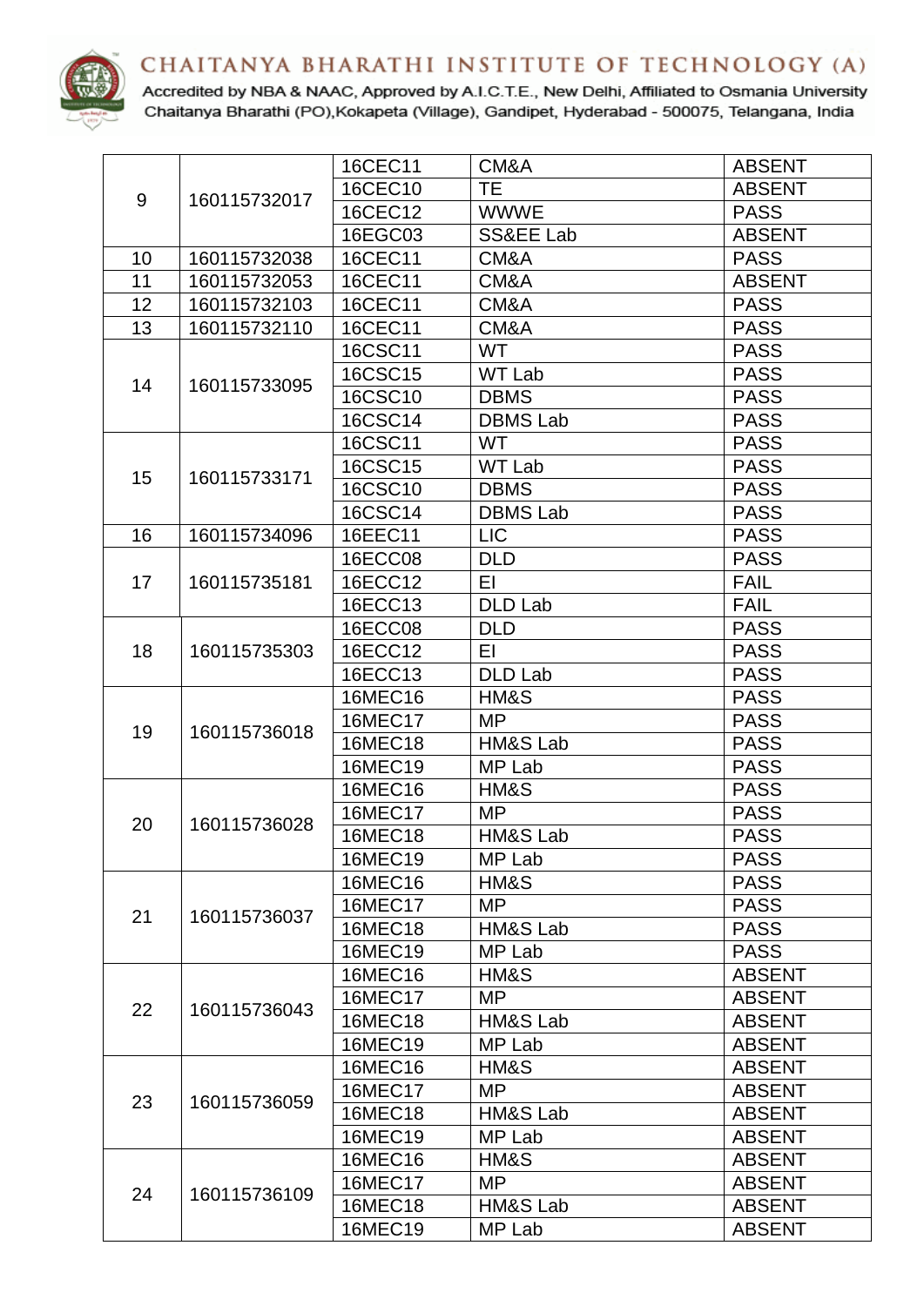| 9 | 160115732017 | 16CEC11 | CM&A | ABSENT |
|---|---|---|---|---|
| | | 16CEC10 | TE | ABSENT |
| | | 16CEC12 | WWWE | PASS |
| | | 16EGC03 | SS&EE Lab | ABSENT |
| 10 | 160115732038 | 16CEC11 | CM&A | PASS |
| 11 | 160115732053 | 16CEC11 | CM&A | ABSENT |
| 12 | 160115732103 | 16CEC11 | CM&A | PASS |
| 13 | 160115732110 | 16CEC11 | CM&A | PASS |
| 14 | 160115733095 | 16CSC11 | WT | PASS |
| | | 16CSC15 | WT Lab | PASS |
| | | 16CSC10 | DBMS | PASS |
| | | 16CSC14 | DBMS Lab | PASS |
| 15 | 160115733171 | 16CSC11 | WT | PASS |
| | | 16CSC15 | WT Lab | PASS |
| | | 16CSC10 | DBMS | PASS |
| | | 16CSC14 | DBMS Lab | PASS |
| 16 | 160115734096 | 16EEC11 | LIC | PASS |
| 17 | 160115735181 | 16ECC08 | DLD | PASS |
| | | 16ECC12 | EI | FAIL |
| | | 16ECC13 | DLD Lab | FAIL |
| 18 | 160115735303 | 16ECC08 | DLD | PASS |
| | | 16ECC12 | EI | PASS |
| | | 16ECC13 | DLD Lab | PASS |
| 19 | 160115736018 | 16MEC16 | HM&S | PASS |
| | | 16MEC17 | MP | PASS |
| | | 16MEC18 | HM&S Lab | PASS |
| | | 16MEC19 | MP Lab | PASS |
| 20 | 160115736028 | 16MEC16 | HM&S | PASS |
| | | 16MEC17 | MP | PASS |
| | | 16MEC18 | HM&S Lab | PASS |
| | | 16MEC19 | MP Lab | PASS |
| 21 | 160115736037 | 16MEC16 | HM&S | PASS |
| | | 16MEC17 | MP | PASS |
| | | 16MEC18 | HM&S Lab | PASS |
| | | 16MEC19 | MP Lab | PASS |
| 22 | 160115736043 | 16MEC16 | HM&S | ABSENT |
| | | 16MEC17 | MP | ABSENT |
| | | 16MEC18 | HM&S Lab | ABSENT |
| | | 16MEC19 | MP Lab | ABSENT |
| 23 | 160115736059 | 16MEC16 | HM&S | ABSENT |
| | | 16MEC17 | MP | ABSENT |
| | | 16MEC18 | HM&S Lab | ABSENT |
| | | 16MEC19 | MP Lab | ABSENT |
| 24 | 160115736109 | 16MEC16 | HM&S | ABSENT |
| | | 16MEC17 | MP | ABSENT |
| | | 16MEC18 | HM&S Lab | ABSENT |
| | | 16MEC19 | MP Lab | ABSENT |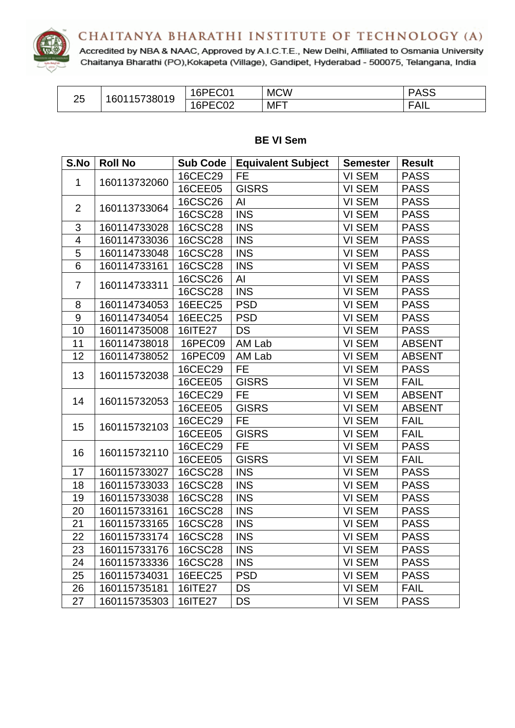| 25 | 160115738019 | 16PEC01 | MCW | PASS |
|---|---|---|---|---|
| | | 16PEC02 | MFT | FAIL |

**BE VI Sem**

| S.No | Roll No | Sub Code | Equivalent Subject | Semester | Result |
|---|---|---|---|---|---|
| 1 | 160113732060 | 16CEC29 | FE | VI SEM | PASS |
| | | 16CEE05 | GISRS | VI SEM | PASS |
| 2 | 160113733064 | 16CSC26 | AI | VI SEM | PASS |
| | | 16CSC28 | INS | VI SEM | PASS |
| 3 | 160114733028 | 16CSC28 | INS | VI SEM | PASS |
| 4 | 160114733036 | 16CSC28 | INS | VI SEM | PASS |
| 5 | 160114733048 | 16CSC28 | INS | VI SEM | PASS |
| 6 | 160114733161 | 16CSC28 | INS | VI SEM | PASS |
| 7 | 160114733311 | 16CSC26 | AI | VI SEM | PASS |
| | | 16CSC28 | INS | VI SEM | PASS |
| 8 | 160114734053 | 16EEC25 | PSD | VI SEM | PASS |
| 9 | 160114734054 | 16EEC25 | PSD | VI SEM | PASS |
| 10 | 160114735008 | 16ITE27 | DS | VI SEM | PASS |
| 11 | 160114738018 | 16PEC09 | AM Lab | VI SEM | ABSENT |
| 12 | 160114738052 | 16PEC09 | AM Lab | VI SEM | ABSENT |
| 13 | 160115732038 | 16CEC29 | FE | VI SEM | PASS |
| | | 16CEE05 | GISRS | VI SEM | FAIL |
| 14 | 160115732053 | 16CEC29 | FE | VI SEM | ABSENT |
| | | 16CEE05 | GISRS | VI SEM | ABSENT |
| 15 | 160115732103 | 16CEC29 | FE | VI SEM | FAIL |
| | | 16CEE05 | GISRS | VI SEM | FAIL |
| 16 | 160115732110 | 16CEC29 | FE | VI SEM | PASS |
| | | 16CEE05 | GISRS | VI SEM | FAIL |
| 17 | 160115733027 | 16CSC28 | INS | VI SEM | PASS |
| 18 | 160115733033 | 16CSC28 | INS | VI SEM | PASS |
| 19 | 160115733038 | 16CSC28 | INS | VI SEM | PASS |
| 20 | 160115733161 | 16CSC28 | INS | VI SEM | PASS |
| 21 | 160115733165 | 16CSC28 | INS | VI SEM | PASS |
| 22 | 160115733174 | 16CSC28 | INS | VI SEM | PASS |
| 23 | 160115733176 | 16CSC28 | INS | VI SEM | PASS |
| 24 | 160115733336 | 16CSC28 | INS | VI SEM | PASS |
| 25 | 160115734031 | 16EEC25 | PSD | VI SEM | PASS |
| 26 | 160115735181 | 16ITE27 | DS | VI SEM | FAIL |
| 27 | 160115735303 | 16ITE27 | DS | VI SEM | PASS |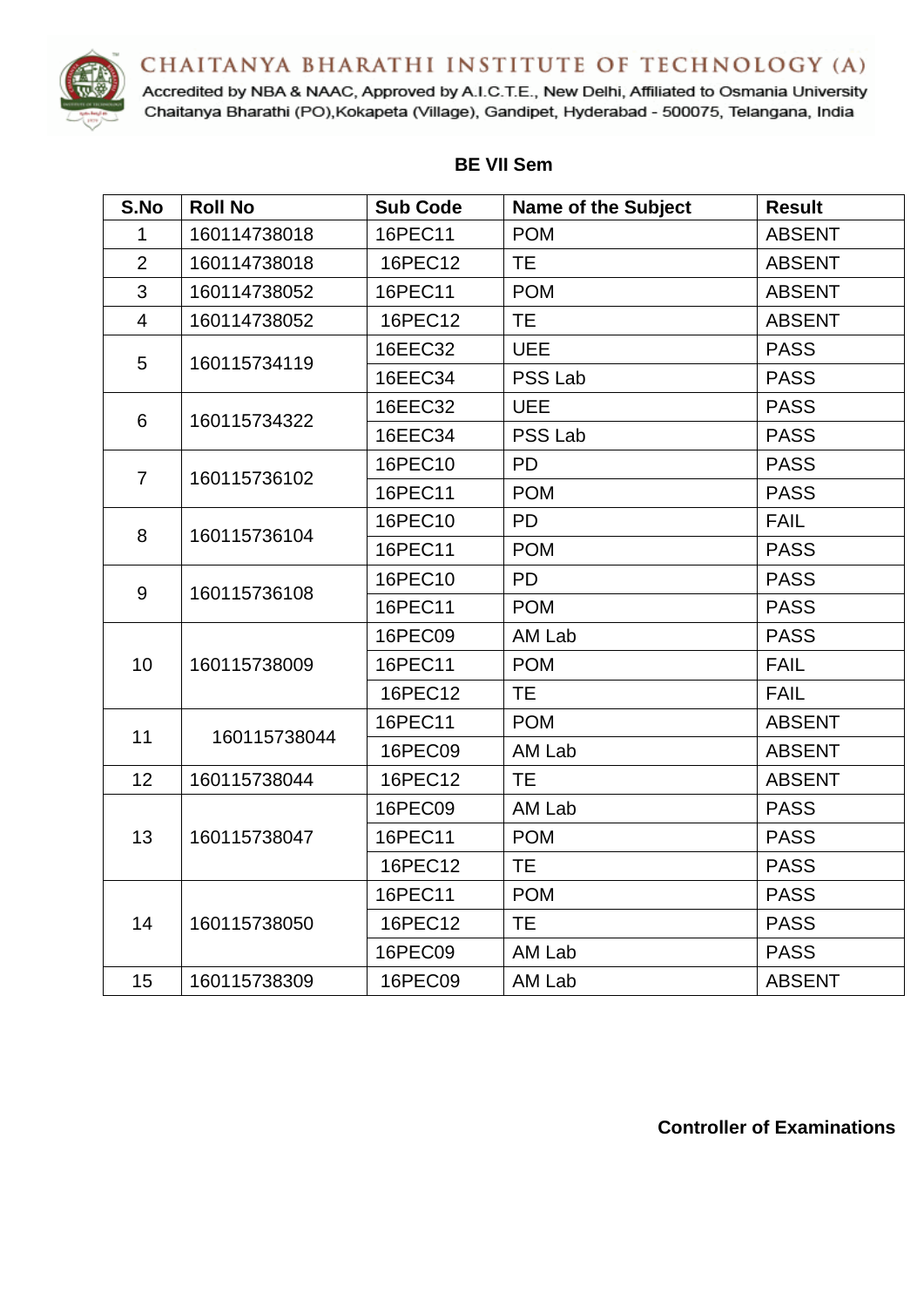CHAITANYA BHARATHI INSTITUTE OF TECHNOLOGY (A)

Accredited by NBA & NAAC, Approved by A.I.C.T.E., New Delhi, Affiliated to Osmania University
Chaitanya Bharathi (PO),Kokapeta (Village), Gandipet, Hyderabad - 500075, Telangana, India

## BE VII Sem

| S.No | Roll No | Sub Code | Name of the Subject | Result |
|---|---|---|---|---|
| 1 | 160114738018 | 16PEC11 | POM | ABSENT |
| 2 | 160114738018 | 16PEC12 | TE | ABSENT |
| 3 | 160114738052 | 16PEC11 | POM | ABSENT |
| 4 | 160114738052 | 16PEC12 | TE | ABSENT |
| 5 | 160115734119 | 16EEC32 | UEE | PASS |
| | | 16EEC34 | PSS Lab | PASS |
| 6 | 160115734322 | 16EEC32 | UEE | PASS |
| | | 16EEC34 | PSS Lab | PASS |
| 7 | 160115736102 | 16PEC10 | PD | PASS |
| | | 16PEC11 | POM | PASS |
| 8 | 160115736104 | 16PEC10 | PD | FAIL |
| | | 16PEC11 | POM | PASS |
| 9 | 160115736108 | 16PEC10 | PD | PASS |
| | | 16PEC11 | POM | PASS |
| 10 | 160115738009 | 16PEC09 | AM Lab | PASS |
| | | 16PEC11 | POM | FAIL |
| | | 16PEC12 | TE | FAIL |
| 11 | 160115738044 | 16PEC11 | POM | ABSENT |
| | | 16PEC09 | AM Lab | ABSENT |
| 12 | 160115738044 | 16PEC12 | TE | ABSENT |
| 13 | 160115738047 | 16PEC09 | AM Lab | PASS |
| | | 16PEC11 | POM | PASS |
| | | 16PEC12 | TE | PASS |
| 14 | 160115738050 | 16PEC11 | POM | PASS |
| | | 16PEC12 | TE | PASS |
| | | 16PEC09 | AM Lab | PASS |
| 15 | 160115738309 | 16PEC09 | AM Lab | ABSENT |

**Controller of Examinations**